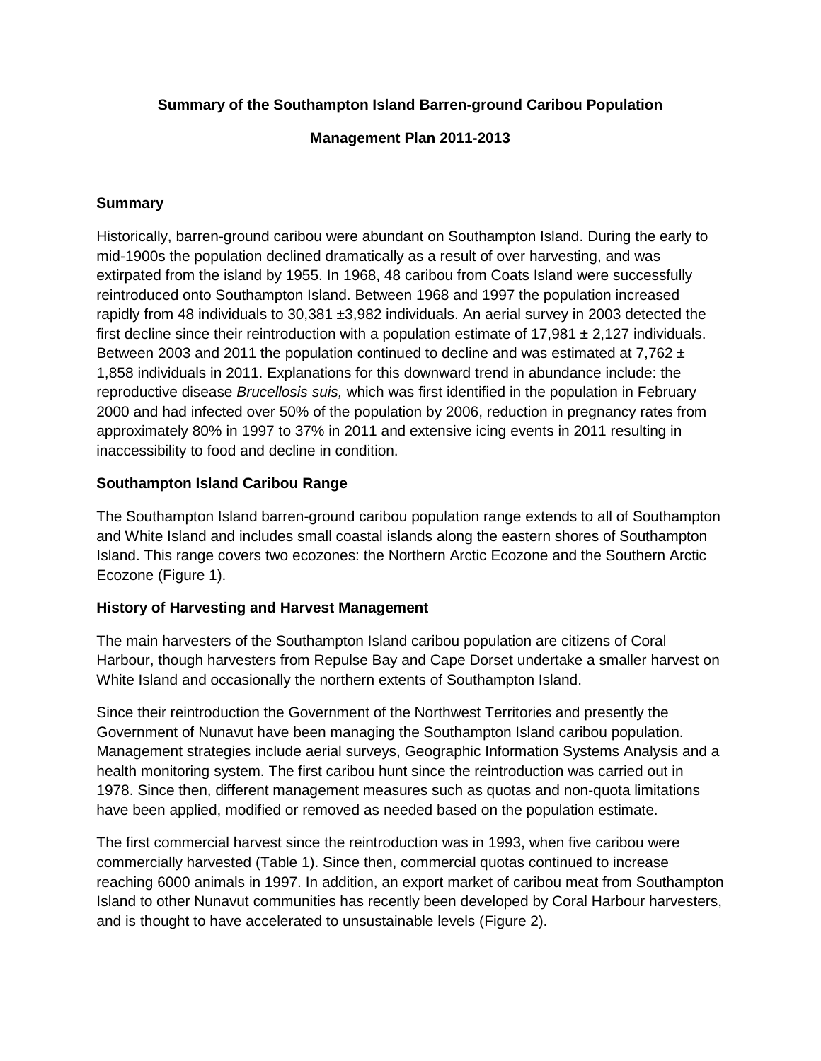# Summary of the Southampton Island Barren-ground Caribou Population Management Plan 2011-2013

## Summary

Historically, barren-ground caribou were abundant on Southampton Island. During the early to mid-1900s the population declined dramatically as a result of over harvesting, and was extirpated from the island by 1955. In 1968, 48 caribou from Coats Island were successfully reintroduced onto Southampton Island. Between 1968 and 1997 the population increased rapidly from 48 individuals to 30,381 ±3,982 individuals. An aerial survey in 2003 detected the first decline since their reintroduction with a population estimate of 17,981 ± 2,127 individuals. Between 2003 and 2011 the population continued to decline and was estimated at 7,762 ± 1,858 individuals in 2011. Explanations for this downward trend in abundance include: the reproductive disease *Brucellosis suis,* which was first identified in the population in February 2000 and had infected over 50% of the population by 2006, reduction in pregnancy rates from approximately 80% in 1997 to 37% in 2011 and extensive icing events in 2011 resulting in inaccessibility to food and decline in condition.

## Southampton Island Caribou Range

The Southampton Island barren-ground caribou population range extends to all of Southampton and White Island and includes small coastal islands along the eastern shores of Southampton Island. This range covers two ecozones: the Northern Arctic Ecozone and the Southern Arctic Ecozone (Figure 1).

## History of Harvesting and Harvest Management

The main harvesters of the Southampton Island caribou population are citizens of Coral Harbour, though harvesters from Repulse Bay and Cape Dorset undertake a smaller harvest on White Island and occasionally the northern extents of Southampton Island.

Since their reintroduction the Government of the Northwest Territories and presently the Government of Nunavut have been managing the Southampton Island caribou population. Management strategies include aerial surveys, Geographic Information Systems Analysis and a health monitoring system. The first caribou hunt since the reintroduction was carried out in 1978. Since then, different management measures such as quotas and non-quota limitations have been applied, modified or removed as needed based on the population estimate.

The first commercial harvest since the reintroduction was in 1993, when five caribou were commercially harvested (Table 1). Since then, commercial quotas continued to increase reaching 6000 animals in 1997. In addition, an export market of caribou meat from Southampton Island to other Nunavut communities has recently been developed by Coral Harbour harvesters, and is thought to have accelerated to unsustainable levels (Figure 2).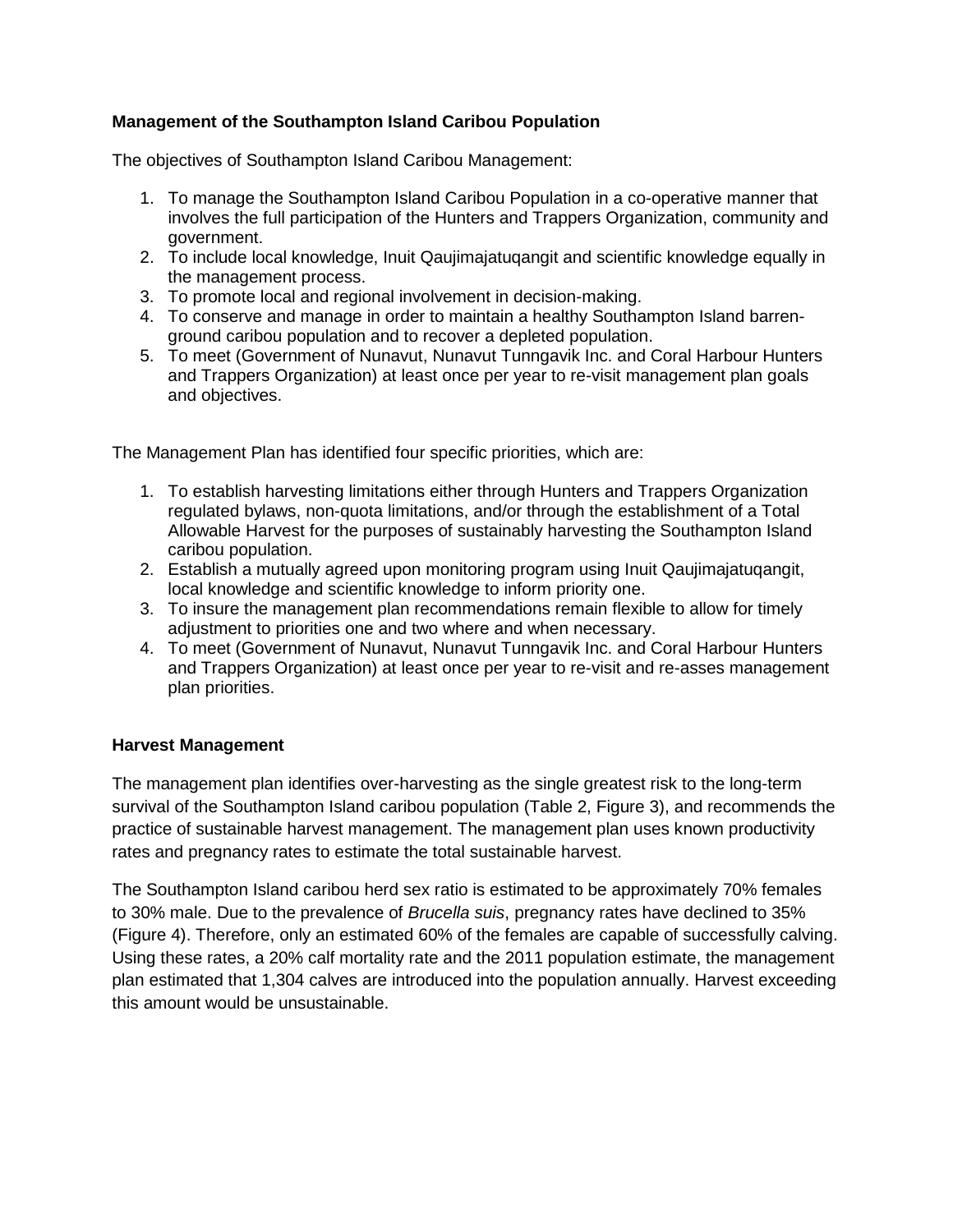**Management of the Southampton Island Caribou Population**

The objectives of Southampton Island Caribou Management:

1. To manage the Southampton Island Caribou Population in a co-operative manner that involves the full participation of the Hunters and Trappers Organization, community and government.
2. To include local knowledge, Inuit Qaujimajatuqangit and scientific knowledge equally in the management process.
3. To promote local and regional involvement in decision-making.
4. To conserve and manage in order to maintain a healthy Southampton Island barren-ground caribou population and to recover a depleted population.
5. To meet (Government of Nunavut, Nunavut Tunngavik Inc. and Coral Harbour Hunters and Trappers Organization) at least once per year to re-visit management plan goals and objectives.

The Management Plan has identified four specific priorities, which are:

1. To establish harvesting limitations either through Hunters and Trappers Organization regulated bylaws, non-quota limitations, and/or through the establishment of a Total Allowable Harvest for the purposes of sustainably harvesting the Southampton Island caribou population.
2. Establish a mutually agreed upon monitoring program using Inuit Qaujimajatuqangit, local knowledge and scientific knowledge to inform priority one.
3. To insure the management plan recommendations remain flexible to allow for timely adjustment to priorities one and two where and when necessary.
4. To meet (Government of Nunavut, Nunavut Tunngavik Inc. and Coral Harbour Hunters and Trappers Organization) at least once per year to re-visit and re-asses management plan priorities.

**Harvest Management**

The management plan identifies over-harvesting as the single greatest risk to the long-term survival of the Southampton Island caribou population (Table 2, Figure 3), and recommends the practice of sustainable harvest management. The management plan uses known productivity rates and pregnancy rates to estimate the total sustainable harvest.

The Southampton Island caribou herd sex ratio is estimated to be approximately 70% females to 30% male. Due to the prevalence of *Brucella suis*, pregnancy rates have declined to 35% (Figure 4). Therefore, only an estimated 60% of the females are capable of successfully calving. Using these rates, a 20% calf mortality rate and the 2011 population estimate, the management plan estimated that 1,304 calves are introduced into the population annually. Harvest exceeding this amount would be unsustainable.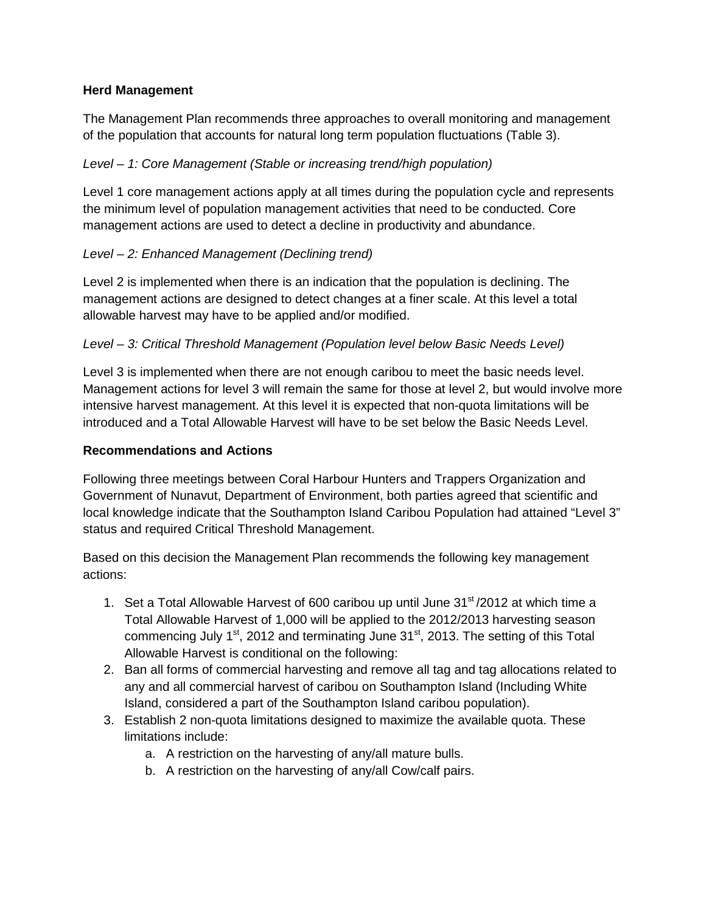**Herd Management**

The Management Plan recommends three approaches to overall monitoring and management of the population that accounts for natural long term population fluctuations (Table 3).

*Level – 1: Core Management (Stable or increasing trend/high population)*

Level 1 core management actions apply at all times during the population cycle and represents the minimum level of population management activities that need to be conducted. Core management actions are used to detect a decline in productivity and abundance.

*Level – 2: Enhanced Management (Declining trend)*

Level 2 is implemented when there is an indication that the population is declining. The management actions are designed to detect changes at a finer scale. At this level a total allowable harvest may have to be applied and/or modified.

*Level – 3: Critical Threshold Management (Population level below Basic Needs Level)*

Level 3 is implemented when there are not enough caribou to meet the basic needs level. Management actions for level 3 will remain the same for those at level 2, but would involve more intensive harvest management. At this level it is expected that non-quota limitations will be introduced and a Total Allowable Harvest will have to be set below the Basic Needs Level.

**Recommendations and Actions**

Following three meetings between Coral Harbour Hunters and Trappers Organization and Government of Nunavut, Department of Environment, both parties agreed that scientific and local knowledge indicate that the Southampton Island Caribou Population had attained "Level 3" status and required Critical Threshold Management.

Based on this decision the Management Plan recommends the following key management actions:

1. Set a Total Allowable Harvest of 600 caribou up until June 31st /2012 at which time a Total Allowable Harvest of 1,000 will be applied to the 2012/2013 harvesting season commencing July 1st, 2012 and terminating June 31st, 2013. The setting of this Total Allowable Harvest is conditional on the following:
2. Ban all forms of commercial harvesting and remove all tag and tag allocations related to any and all commercial harvest of caribou on Southampton Island (Including White Island, considered a part of the Southampton Island caribou population).
3. Establish 2 non-quota limitations designed to maximize the available quota. These limitations include:
    a. A restriction on the harvesting of any/all mature bulls.
    b. A restriction on the harvesting of any/all Cow/calf pairs.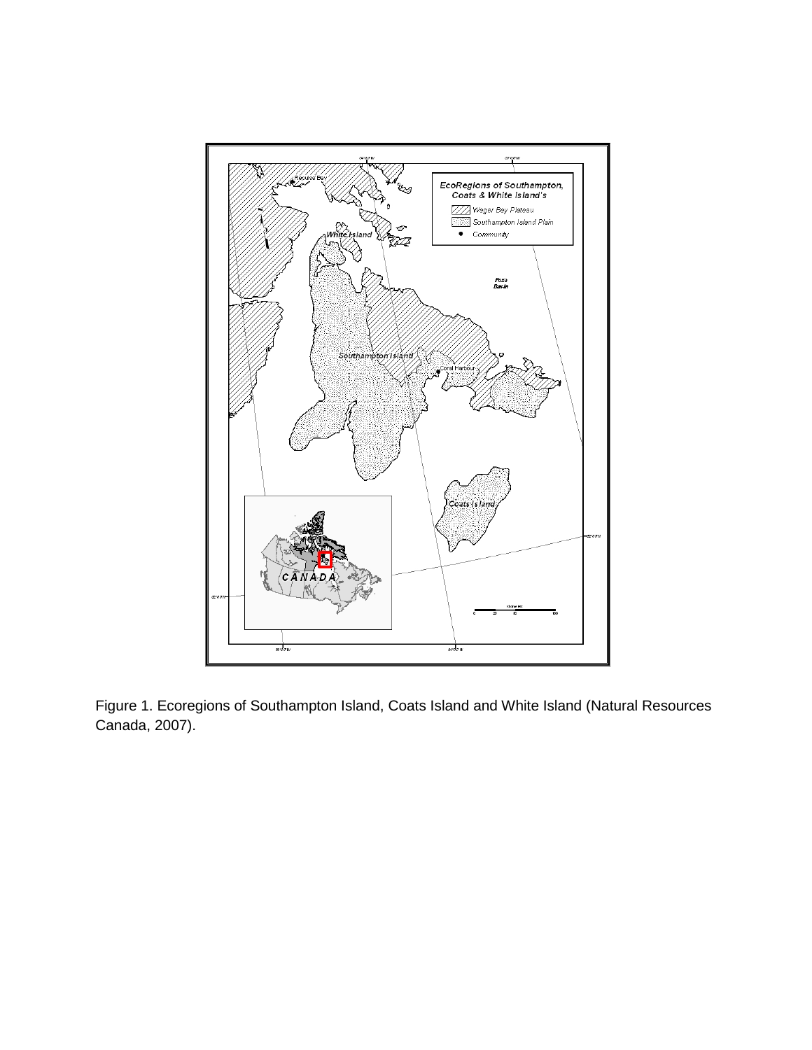Figure 1. Ecoregions of Southampton Island, Coats Island and White Island (Natural Resources Canada, 2007).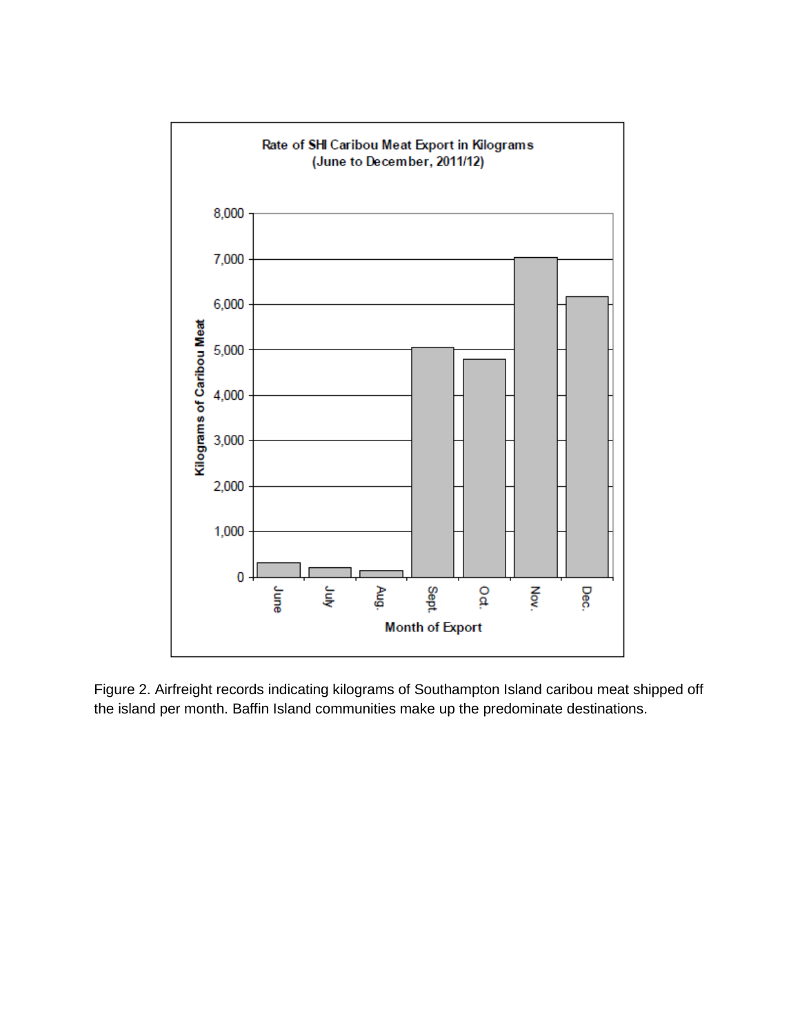**Rate of SHI Caribou Meat Export in Kilograms (June to December, 2011/12)**

Figure 2. Airfreight records indicating kilograms of Southampton Island caribou meat shipped off the island per month. Baffin Island communities make up the predominate destinations.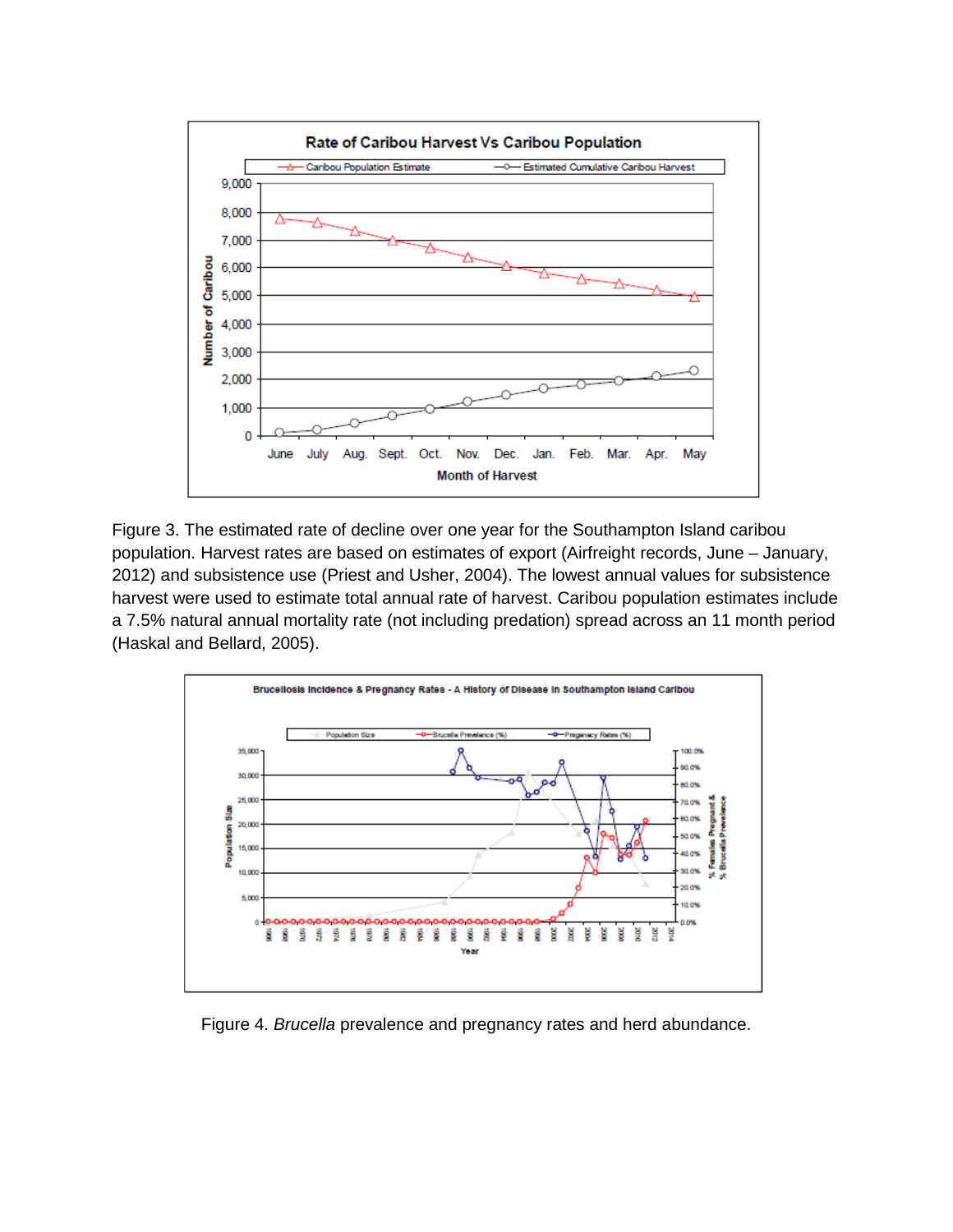Figure 3. The estimated rate of decline over one year for the Southampton Island caribou population. Harvest rates are based on estimates of export (Airfreight records, June – January, 2012) and subsistence use (Priest and Usher, 2004). The lowest annual values for subsistence harvest were used to estimate total annual rate of harvest. Caribou population estimates include a 7.5% natural annual mortality rate (not including predation) spread across an 11 month period (Haskal and Bellard, 2005).

Figure 4. *Brucella* prevalence and pregnancy rates and herd abundance.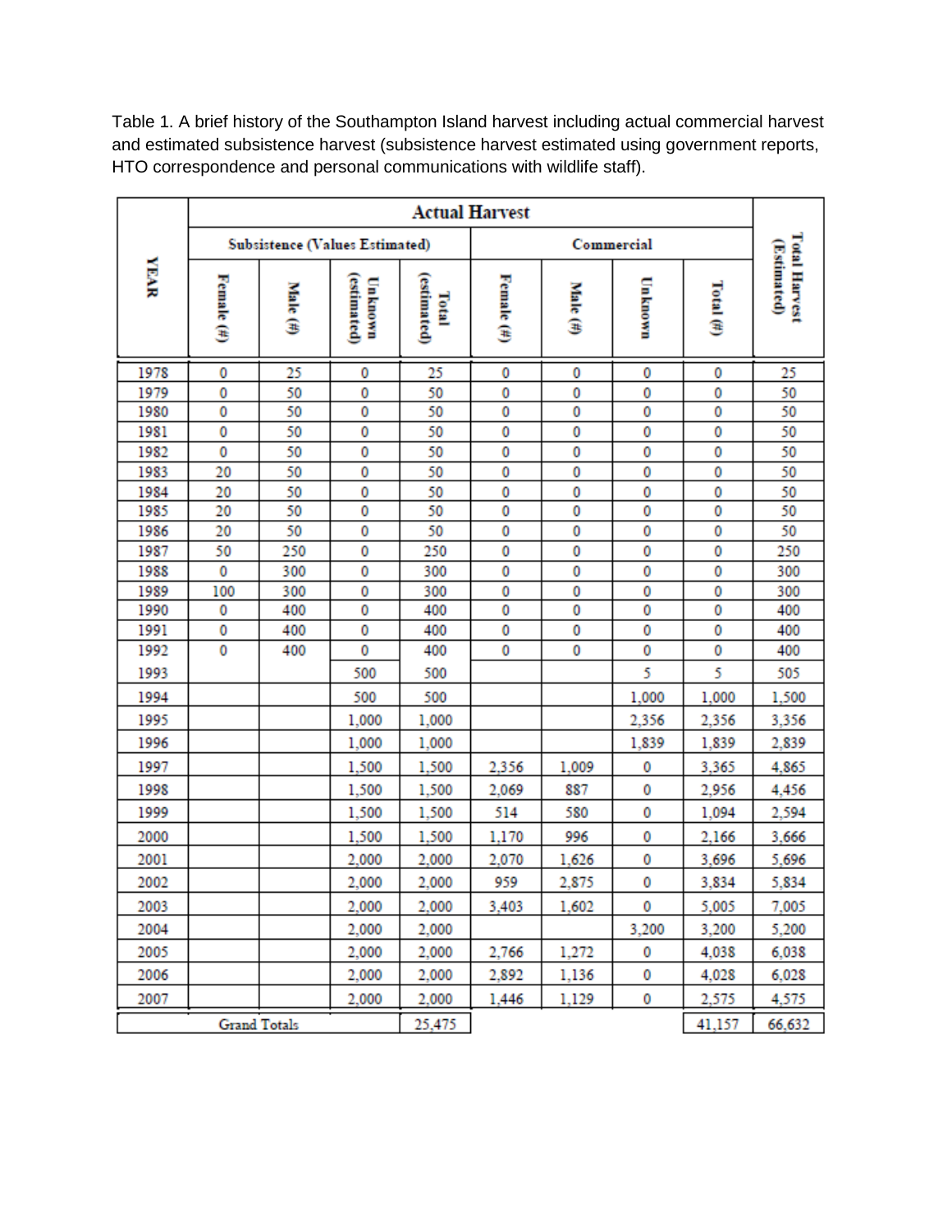Table 1. A brief history of the Southampton Island harvest including actual commercial harvest and estimated subsistence harvest (subsistence harvest estimated using government reports, HTO correspondence and personal communications with wildlife staff).

| YEAR | Actual Harvest | | | | | | | | Total Harvest (Estimated) |
|---|---|---|---|---|---|---|---|---|---|
| | Subsistence (Values Estimated) | | | | Commercial | | | | |
| | Female (#) | Male (#) | Unknown (estimated) | Total (estimated) | Female (#) | Male (#) | Unknown | Total (#) | |
| 1978 | 0 | 25 | 0 | 25 | 0 | 0 | 0 | 0 | 25 |
| 1979 | 0 | 50 | 0 | 50 | 0 | 0 | 0 | 0 | 50 |
| 1980 | 0 | 50 | 0 | 50 | 0 | 0 | 0 | 0 | 50 |
| 1981 | 0 | 50 | 0 | 50 | 0 | 0 | 0 | 0 | 50 |
| 1982 | 0 | 50 | 0 | 50 | 0 | 0 | 0 | 0 | 50 |
| 1983 | 20 | 50 | 0 | 50 | 0 | 0 | 0 | 0 | 50 |
| 1984 | 20 | 50 | 0 | 50 | 0 | 0 | 0 | 0 | 50 |
| 1985 | 20 | 50 | 0 | 50 | 0 | 0 | 0 | 0 | 50 |
| 1986 | 20 | 50 | 0 | 50 | 0 | 0 | 0 | 0 | 50 |
| 1987 | 50 | 250 | 0 | 250 | 0 | 0 | 0 | 0 | 250 |
| 1988 | 0 | 300 | 0 | 300 | 0 | 0 | 0 | 0 | 300 |
| 1989 | 100 | 300 | 0 | 300 | 0 | 0 | 0 | 0 | 300 |
| 1990 | 0 | 400 | 0 | 400 | 0 | 0 | 0 | 0 | 400 |
| 1991 | 0 | 400 | 0 | 400 | 0 | 0 | 0 | 0 | 400 |
| 1992 | 0 | 400 | 0 | 400 | 0 | 0 | 0 | 0 | 400 |
| 1993 | | | 500 | 500 | | | 5 | 5 | 505 |
| 1994 | | | 500 | 500 | | | 1,000 | 1,000 | 1,500 |
| 1995 | | | 1,000 | 1,000 | | | 2,356 | 2,356 | 3,356 |
| 1996 | | | 1,000 | 1,000 | | | 1,839 | 1,839 | 2,839 |
| 1997 | | | 1,500 | 1,500 | 2,356 | 1,009 | 0 | 3,365 | 4,865 |
| 1998 | | | 1,500 | 1,500 | 2,069 | 887 | 0 | 2,956 | 4,456 |
| 1999 | | | 1,500 | 1,500 | 514 | 580 | 0 | 1,094 | 2,594 |
| 2000 | | | 1,500 | 1,500 | 1,170 | 996 | 0 | 2,166 | 3,666 |
| 2001 | | | 2,000 | 2,000 | 2,070 | 1,626 | 0 | 3,696 | 5,696 |
| 2002 | | | 2,000 | 2,000 | 959 | 2,875 | 0 | 3,834 | 5,834 |
| 2003 | | | 2,000 | 2,000 | 3,403 | 1,602 | 0 | 5,005 | 7,005 |
| 2004 | | | 2,000 | 2,000 | | | 3,200 | 3,200 | 5,200 |
| 2005 | | | 2,000 | 2,000 | 2,766 | 1,272 | 0 | 4,038 | 6,038 |
| 2006 | | | 2,000 | 2,000 | 2,892 | 1,136 | 0 | 4,028 | 6,028 |
| 2007 | | | 2,000 | 2,000 | 1,446 | 1,129 | 0 | 2,575 | 4,575 |
| Grand Totals | | | | 25,475 | | | | 41,157 | 66,632 |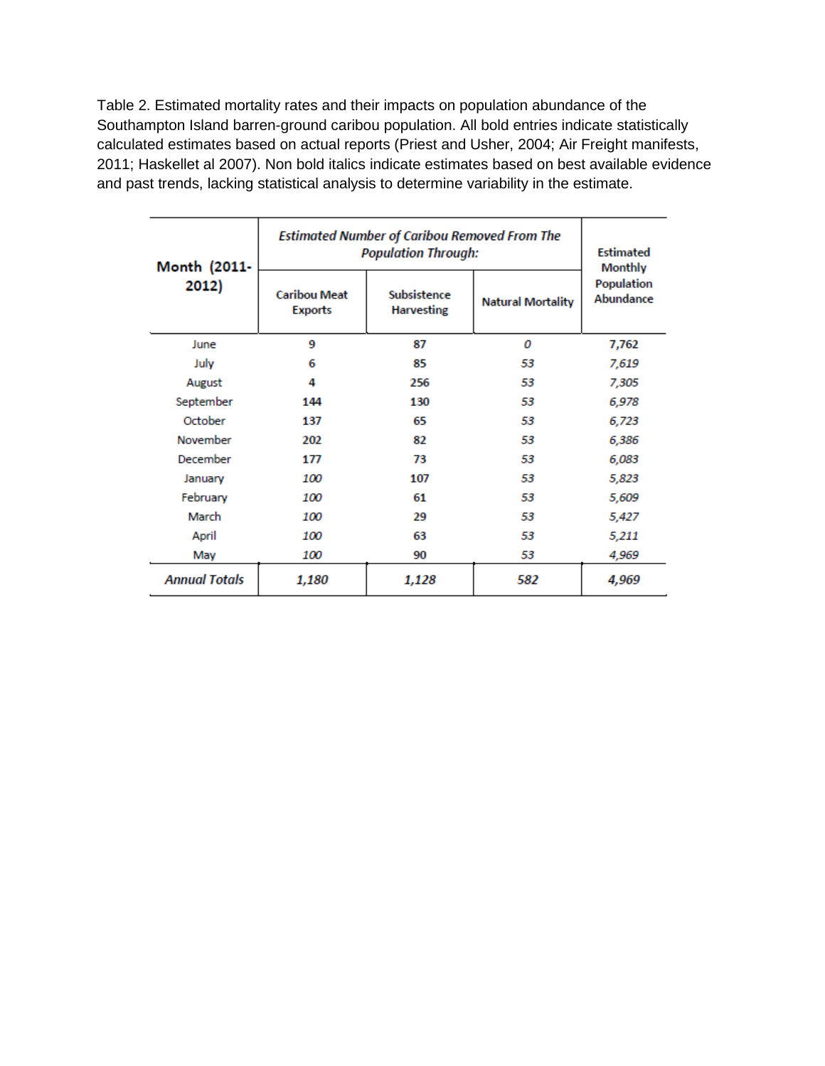Table 2. Estimated mortality rates and their impacts on population abundance of the Southampton Island barren-ground caribou population. All bold entries indicate statistically calculated estimates based on actual reports (Priest and Usher, 2004; Air Freight manifests, 2011; Haskellet al 2007). Non bold italics indicate estimates based on best available evidence and past trends, lacking statistical analysis to determine variability in the estimate.

| **Month (2011-2012)** | ***Estimated Number of Caribou Removed From The Population Through:*** | | | **Estimated Monthly Population Abundance** |
|---|---|---|---|---|
| | **Caribou Meat Exports** | **Subsistence Harvesting** | **Natural Mortality** | |
| June | **9** | **87** | *0* | *7,762* |
| July | **6** | **85** | *53* | *7,619* |
| August | **4** | **256** | *53* | *7,305* |
| September | **144** | **130** | *53* | *6,978* |
| October | **137** | **65** | *53* | *6,723* |
| November | **202** | **82** | *53* | *6,386* |
| December | **177** | **73** | *53* | *6,083* |
| January | *100* | **107** | *53* | *5,823* |
| February | *100* | **61** | *53* | *5,609* |
| March | *100* | **29** | *53* | *5,427* |
| April | *100* | **63** | *53* | *5,211* |
| May | *100* | **90** | *53* | *4,969* |
| *Annual Totals* | *1,180* | *1,128* | *582* | *4,969* |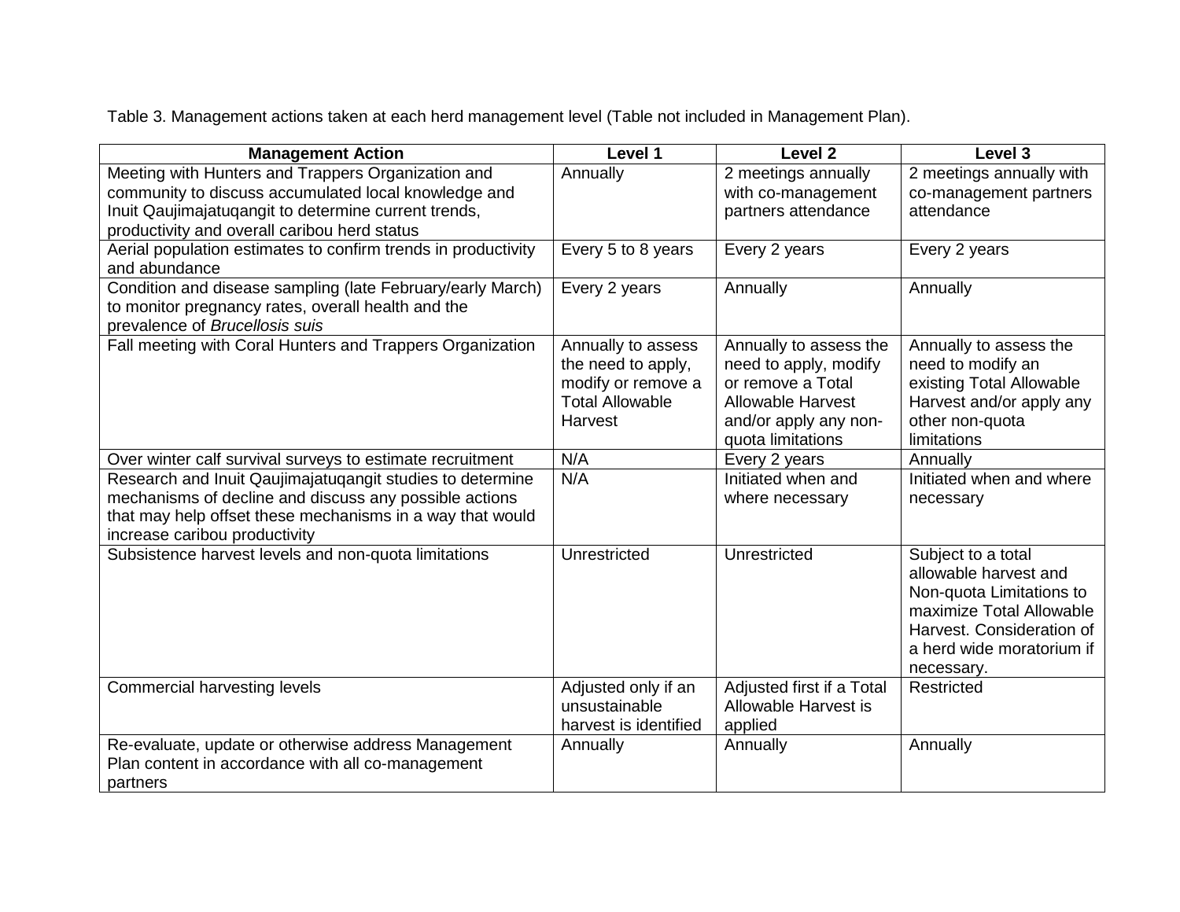Table 3. Management actions taken at each herd management level (Table not included in Management Plan).

| Management Action | Level 1 | Level 2 | Level 3 |
|---|---|---|---|
| Meeting with Hunters and Trappers Organization and community to discuss accumulated local knowledge and Inuit Qaujimajatuqangit to determine current trends, productivity and overall caribou herd status | Annually | 2 meetings annually with co-management partners attendance | 2 meetings annually with co-management partners attendance |
| Aerial population estimates to confirm trends in productivity and abundance | Every 5 to 8 years | Every 2 years | Every 2 years |
| Condition and disease sampling (late February/early March) to monitor pregnancy rates, overall health and the prevalence of *Brucellosis suis* | Every 2 years | Annually | Annually |
| Fall meeting with Coral Hunters and Trappers Organization | Annually to assess the need to apply, modify or remove a Total Allowable Harvest | Annually to assess the need to apply, modify or remove a Total Allowable Harvest and/or apply any non-quota limitations | Annually to assess the need to modify an existing Total Allowable Harvest and/or apply any other non-quota limitations |
| Over winter calf survival surveys to estimate recruitment | N/A | Every 2 years | Annually |
| Research and Inuit Qaujimajatuqangit studies to determine mechanisms of decline and discuss any possible actions that may help offset these mechanisms in a way that would increase caribou productivity | N/A | Initiated when and where necessary | Initiated when and where necessary |
| Subsistence harvest levels and non-quota limitations | Unrestricted | Unrestricted | Subject to a total allowable harvest and Non-quota Limitations to maximize Total Allowable Harvest. Consideration of a herd wide moratorium if necessary. |
| Commercial harvesting levels | Adjusted only if an unsustainable harvest is identified | Adjusted first if a Total Allowable Harvest is applied | Restricted |
| Re-evaluate, update or otherwise address Management Plan content in accordance with all co-management partners | Annually | Annually | Annually |